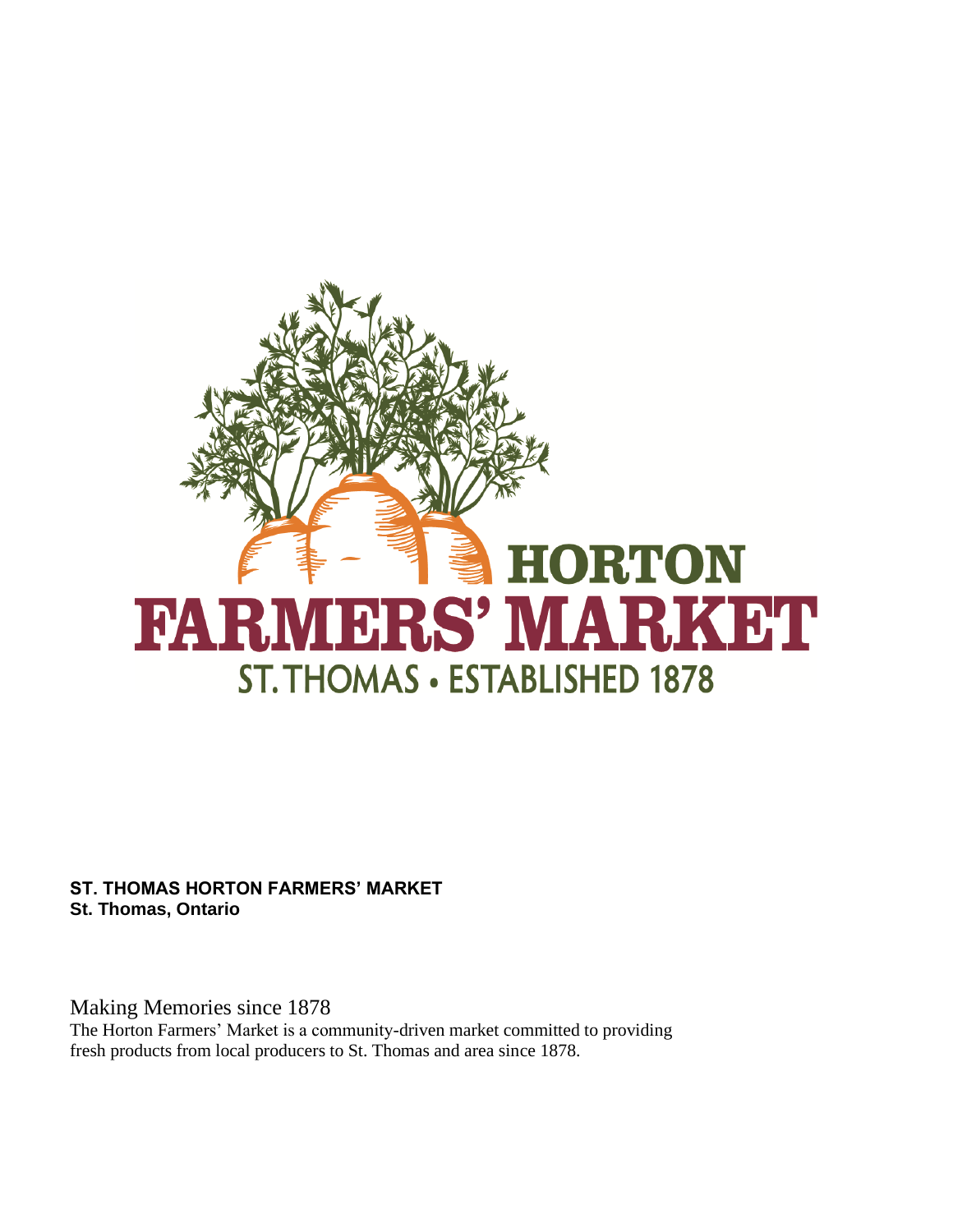HORTON
FARMERS' MARKET
ST. THOMAS • ESTABLISHED 1878

**ST. THOMAS HORTON FARMERS' MARKET**
**St. Thomas, Ontario**

Making Memories since 1878

The Horton Farmers' Market is a community-driven market committed to providing fresh products from local producers to St. Thomas and area since 1878.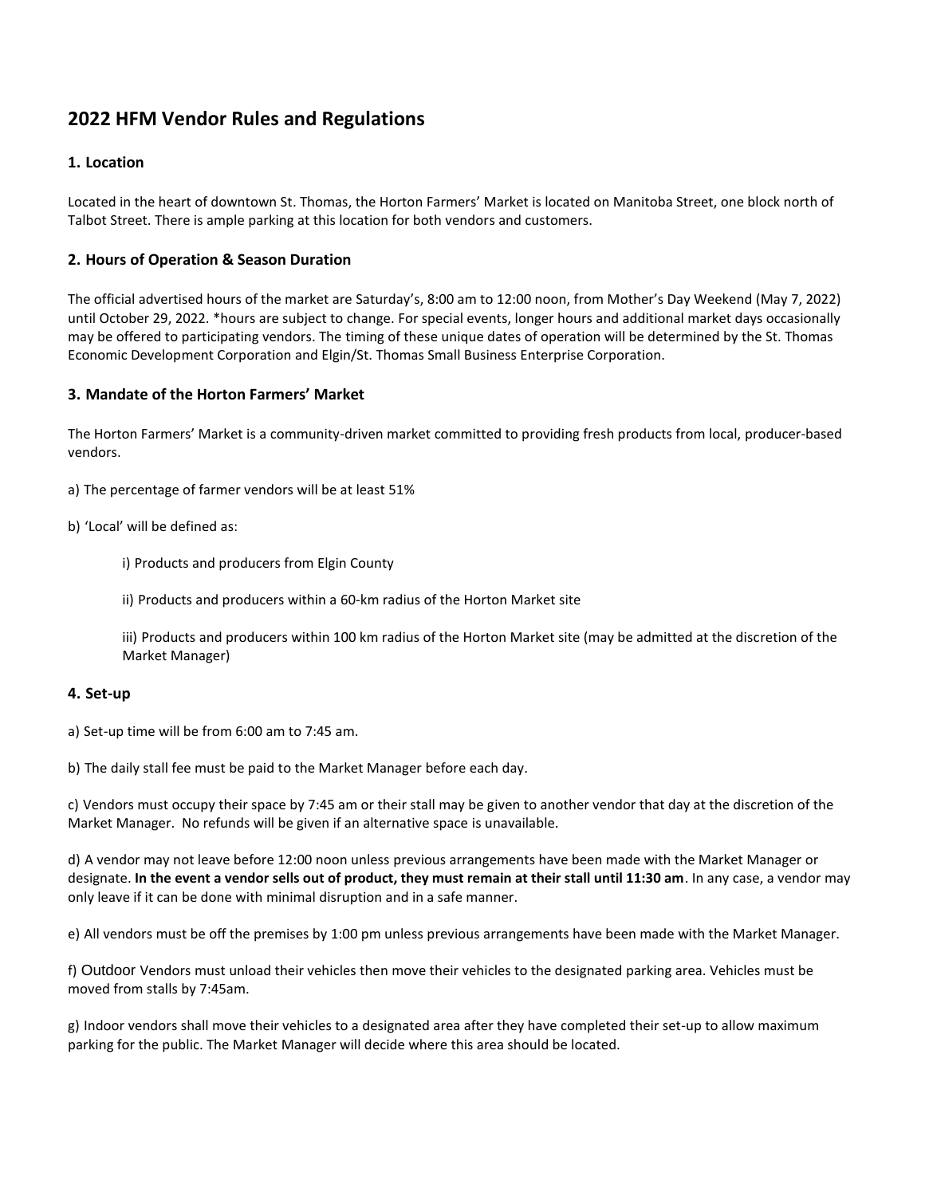## 2022 HFM Vendor Rules and Regulations

### 1. Location

Located in the heart of downtown St. Thomas, the Horton Farmers' Market is located on Manitoba Street, one block north of Talbot Street. There is ample parking at this location for both vendors and customers.

### 2. Hours of Operation & Season Duration

The official advertised hours of the market are Saturday's, 8:00 am to 12:00 noon, from Mother's Day Weekend (May 7, 2022) until October 29, 2022. *hours are subject to change. For special events, longer hours and additional market days occasionally may be offered to participating vendors. The timing of these unique dates of operation will be determined by the St. Thomas Economic Development Corporation and Elgin/St. Thomas Small Business Enterprise Corporation.

### 3. Mandate of the Horton Farmers' Market

The Horton Farmers' Market is a community-driven market committed to providing fresh products from local, producer-based vendors.

a) The percentage of farmer vendors will be at least 51%

b) 'Local' will be defined as:

> i) Products and producers from Elgin County
>
> ii) Products and producers within a 60-km radius of the Horton Market site
>
> iii) Products and producers within 100 km radius of the Horton Market site (may be admitted at the discretion of the Market Manager)

### 4. Set-up

a) Set-up time will be from 6:00 am to 7:45 am.

b) The daily stall fee must be paid to the Market Manager before each day.

c) Vendors must occupy their space by 7:45 am or their stall may be given to another vendor that day at the discretion of the Market Manager. No refunds will be given if an alternative space is unavailable.

d) A vendor may not leave before 12:00 noon unless previous arrangements have been made with the Market Manager or designate. **In the event a vendor sells out of product, they must remain at their stall until 11:30 am**. In any case, a vendor may only leave if it can be done with minimal disruption and in a safe manner.

e) All vendors must be off the premises by 1:00 pm unless previous arrangements have been made with the Market Manager.

f) Outdoor Vendors must unload their vehicles then move their vehicles to the designated parking area. Vehicles must be moved from stalls by 7:45am.

g) Indoor vendors shall move their vehicles to a designated area after they have completed their set-up to allow maximum parking for the public. The Market Manager will decide where this area should be located.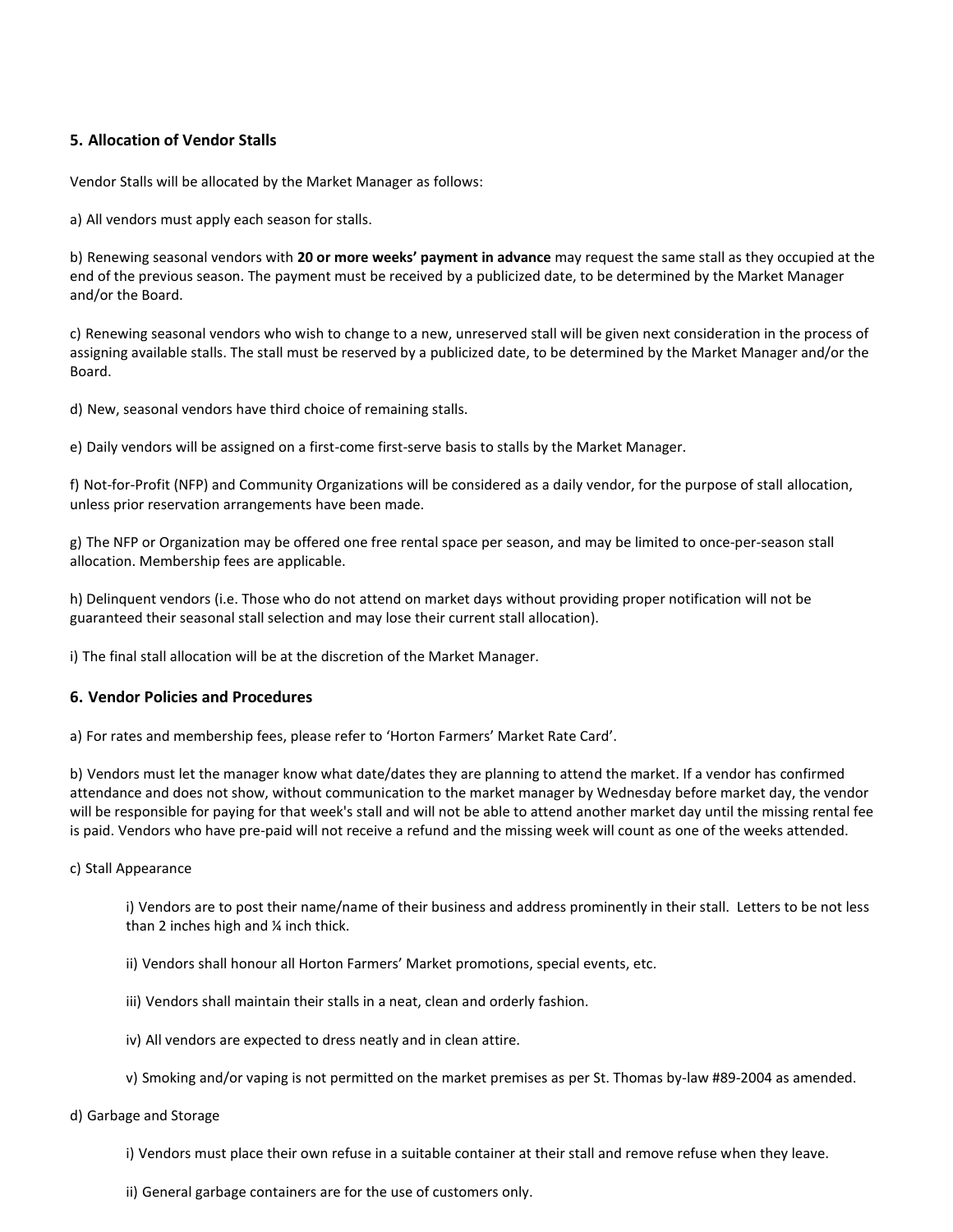## 5. Allocation of Vendor Stalls

Vendor Stalls will be allocated by the Market Manager as follows:

a) All vendors must apply each season for stalls.

b) Renewing seasonal vendors with **20 or more weeks' payment in advance** may request the same stall as they occupied at the end of the previous season. The payment must be received by a publicized date, to be determined by the Market Manager and/or the Board.

c) Renewing seasonal vendors who wish to change to a new, unreserved stall will be given next consideration in the process of assigning available stalls. The stall must be reserved by a publicized date, to be determined by the Market Manager and/or the Board.

d) New, seasonal vendors have third choice of remaining stalls.

e) Daily vendors will be assigned on a first-come first-serve basis to stalls by the Market Manager.

f) Not-for-Profit (NFP) and Community Organizations will be considered as a daily vendor, for the purpose of stall allocation, unless prior reservation arrangements have been made.

g) The NFP or Organization may be offered one free rental space per season, and may be limited to once-per-season stall allocation. Membership fees are applicable.

h) Delinquent vendors (i.e. Those who do not attend on market days without providing proper notification will not be guaranteed their seasonal stall selection and may lose their current stall allocation).

i) The final stall allocation will be at the discretion of the Market Manager.

## 6. Vendor Policies and Procedures

a) For rates and membership fees, please refer to 'Horton Farmers' Market Rate Card'.

b) Vendors must let the manager know what date/dates they are planning to attend the market. If a vendor has confirmed attendance and does not show, without communication to the market manager by Wednesday before market day, the vendor will be responsible for paying for that week's stall and will not be able to attend another market day until the missing rental fee is paid. Vendors who have pre-paid will not receive a refund and the missing week will count as one of the weeks attended.

c) Stall Appearance

i) Vendors are to post their name/name of their business and address prominently in their stall. Letters to be not less than 2 inches high and ¼ inch thick.

ii) Vendors shall honour all Horton Farmers' Market promotions, special events, etc.

iii) Vendors shall maintain their stalls in a neat, clean and orderly fashion.

iv) All vendors are expected to dress neatly and in clean attire.

v) Smoking and/or vaping is not permitted on the market premises as per St. Thomas by-law #89-2004 as amended.

d) Garbage and Storage

i) Vendors must place their own refuse in a suitable container at their stall and remove refuse when they leave.

ii) General garbage containers are for the use of customers only.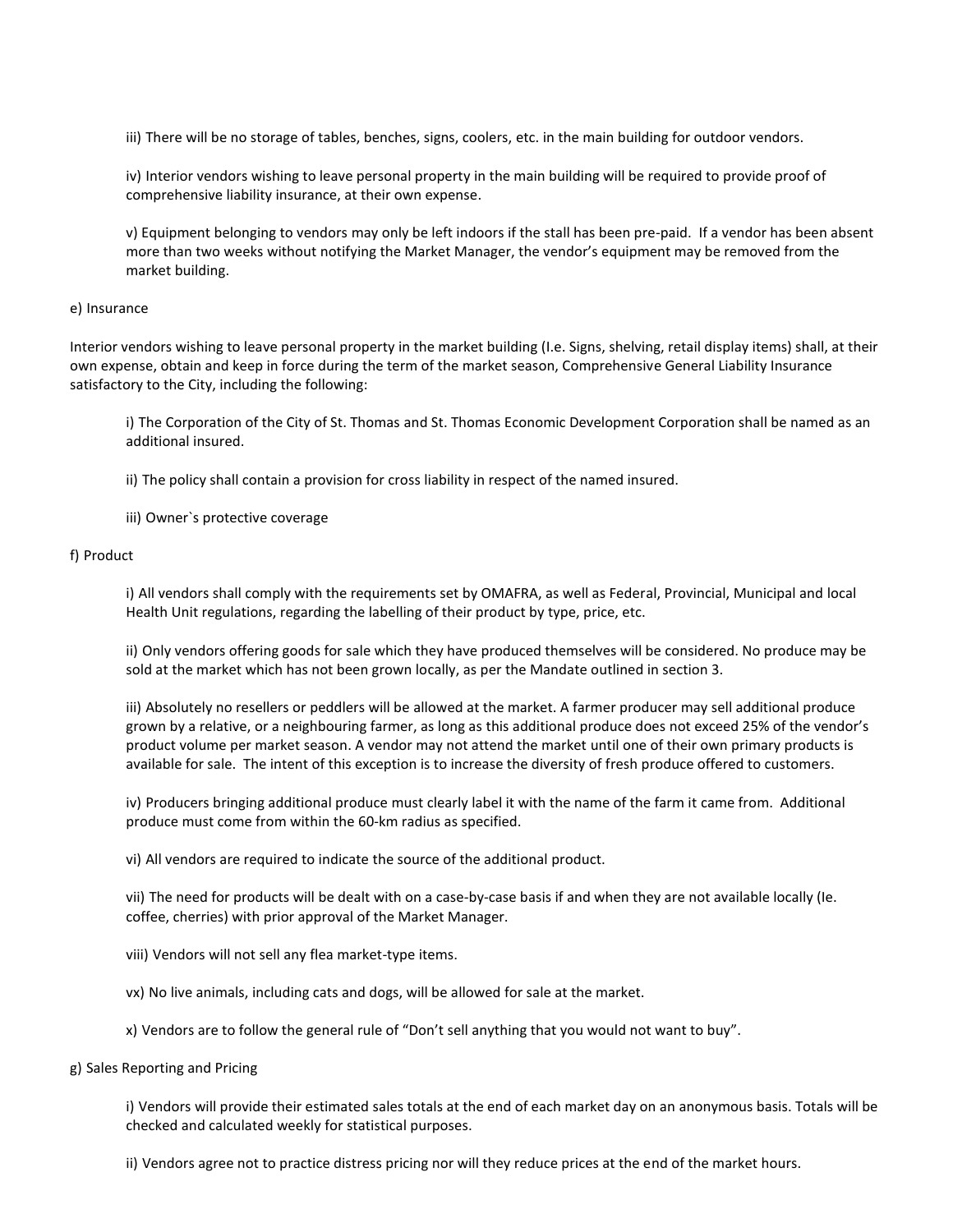iii) There will be no storage of tables, benches, signs, coolers, etc. in the main building for outdoor vendors.

iv) Interior vendors wishing to leave personal property in the main building will be required to provide proof of comprehensive liability insurance, at their own expense.

v) Equipment belonging to vendors may only be left indoors if the stall has been pre-paid. If a vendor has been absent more than two weeks without notifying the Market Manager, the vendor's equipment may be removed from the market building.

e) Insurance

Interior vendors wishing to leave personal property in the market building (I.e. Signs, shelving, retail display items) shall, at their own expense, obtain and keep in force during the term of the market season, Comprehensive General Liability Insurance satisfactory to the City, including the following:

i) The Corporation of the City of St. Thomas and St. Thomas Economic Development Corporation shall be named as an additional insured.

ii) The policy shall contain a provision for cross liability in respect of the named insured.

iii) Owner`s protective coverage

f) Product

i) All vendors shall comply with the requirements set by OMAFRA, as well as Federal, Provincial, Municipal and local Health Unit regulations, regarding the labelling of their product by type, price, etc.

ii) Only vendors offering goods for sale which they have produced themselves will be considered. No produce may be sold at the market which has not been grown locally, as per the Mandate outlined in section 3.

iii) Absolutely no resellers or peddlers will be allowed at the market. A farmer producer may sell additional produce grown by a relative, or a neighbouring farmer, as long as this additional produce does not exceed 25% of the vendor's product volume per market season. A vendor may not attend the market until one of their own primary products is available for sale. The intent of this exception is to increase the diversity of fresh produce offered to customers.

iv) Producers bringing additional produce must clearly label it with the name of the farm it came from. Additional produce must come from within the 60-km radius as specified.

vi) All vendors are required to indicate the source of the additional product.

vii) The need for products will be dealt with on a case-by-case basis if and when they are not available locally (Ie. coffee, cherries) with prior approval of the Market Manager.

viii) Vendors will not sell any flea market-type items.

vx) No live animals, including cats and dogs, will be allowed for sale at the market.

x) Vendors are to follow the general rule of "Don't sell anything that you would not want to buy".

g) Sales Reporting and Pricing

i) Vendors will provide their estimated sales totals at the end of each market day on an anonymous basis. Totals will be checked and calculated weekly for statistical purposes.

ii) Vendors agree not to practice distress pricing nor will they reduce prices at the end of the market hours.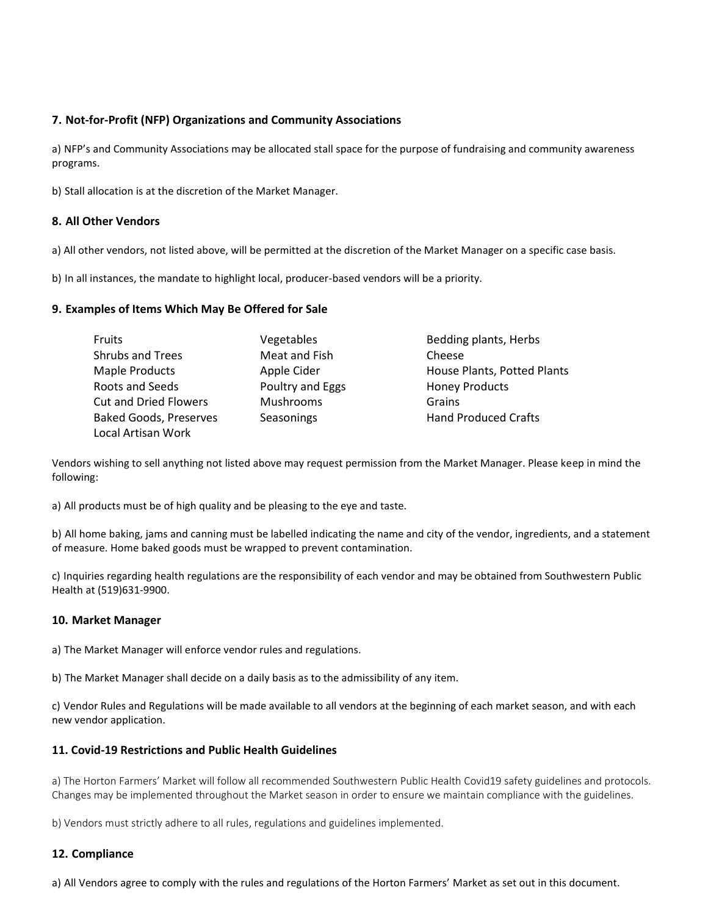### 7. Not-for-Profit (NFP) Organizations and Community Associations

a) NFP's and Community Associations may be allocated stall space for the purpose of fundraising and community awareness programs.

b) Stall allocation is at the discretion of the Market Manager.

### 8. All Other Vendors

a) All other vendors, not listed above, will be permitted at the discretion of the Market Manager on a specific case basis.

b) In all instances, the mandate to highlight local, producer-based vendors will be a priority.

### 9. Examples of Items Which May Be Offered for Sale

| | | |
|---|---|---|
| Fruits | Vegetables | Bedding plants, Herbs |
| Shrubs and Trees | Meat and Fish | Cheese |
| Maple Products | Apple Cider | House Plants, Potted Plants |
| Roots and Seeds | Poultry and Eggs | Honey Products |
| Cut and Dried Flowers | Mushrooms | Grains |
| Baked Goods, Preserves | Seasonings | Hand Produced Crafts |
| Local Artisan Work | | |

Vendors wishing to sell anything not listed above may request permission from the Market Manager. Please keep in mind the following:

a) All products must be of high quality and be pleasing to the eye and taste.

b) All home baking, jams and canning must be labelled indicating the name and city of the vendor, ingredients, and a statement of measure. Home baked goods must be wrapped to prevent contamination.

c) Inquiries regarding health regulations are the responsibility of each vendor and may be obtained from Southwestern Public Health at (519)631-9900.

### 10. Market Manager

a) The Market Manager will enforce vendor rules and regulations.

b) The Market Manager shall decide on a daily basis as to the admissibility of any item.

c) Vendor Rules and Regulations will be made available to all vendors at the beginning of each market season, and with each new vendor application.

### 11. Covid-19 Restrictions and Public Health Guidelines

a) The Horton Farmers' Market will follow all recommended Southwestern Public Health Covid19 safety guidelines and protocols. Changes may be implemented throughout the Market season in order to ensure we maintain compliance with the guidelines.

b) Vendors must strictly adhere to all rules, regulations and guidelines implemented.

### 12. Compliance

a) All Vendors agree to comply with the rules and regulations of the Horton Farmers' Market as set out in this document.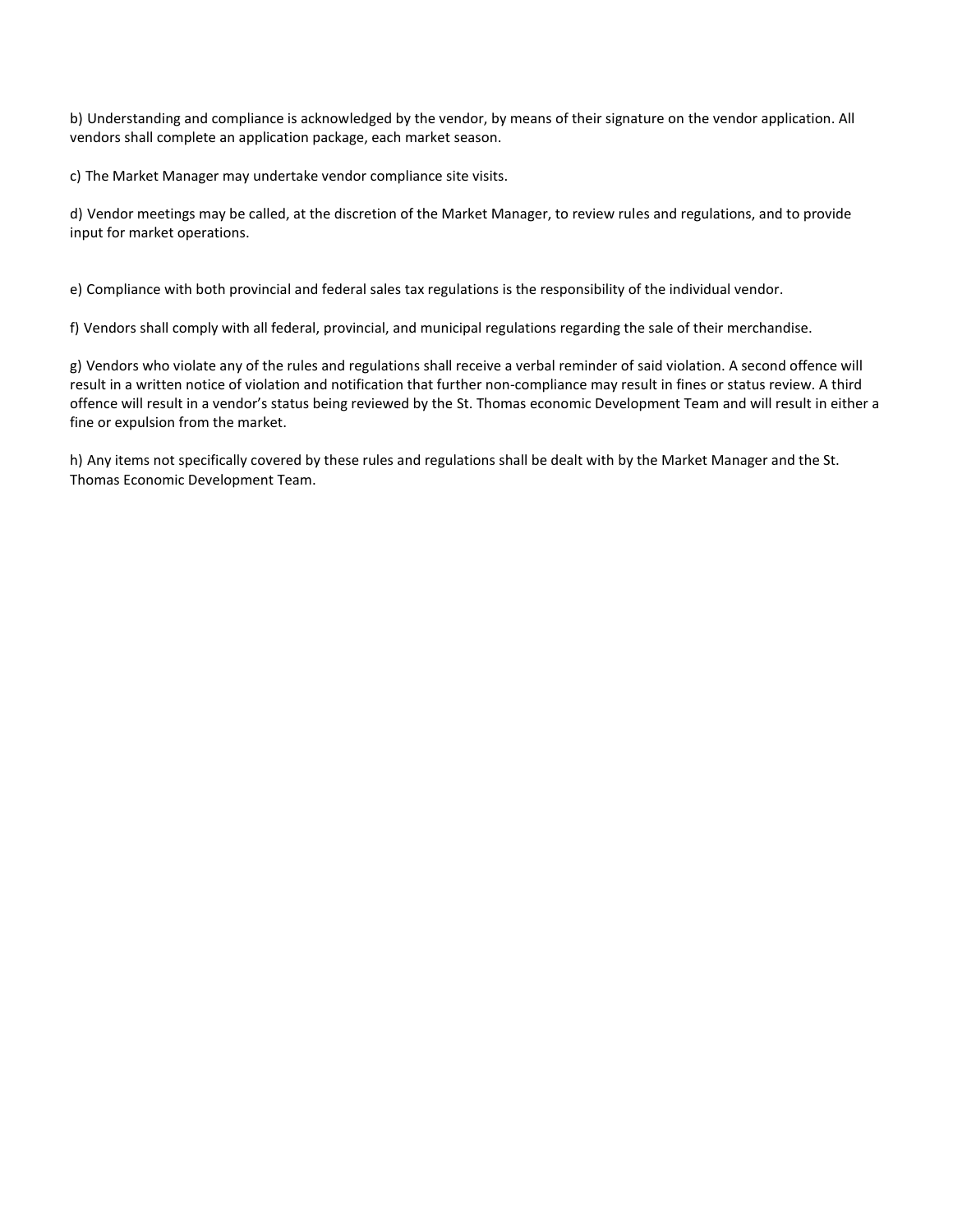b) Understanding and compliance is acknowledged by the vendor, by means of their signature on the vendor application. All vendors shall complete an application package, each market season.

c) The Market Manager may undertake vendor compliance site visits.

d) Vendor meetings may be called, at the discretion of the Market Manager, to review rules and regulations, and to provide input for market operations.

e) Compliance with both provincial and federal sales tax regulations is the responsibility of the individual vendor.

f) Vendors shall comply with all federal, provincial, and municipal regulations regarding the sale of their merchandise.

g) Vendors who violate any of the rules and regulations shall receive a verbal reminder of said violation. A second offence will result in a written notice of violation and notification that further non-compliance may result in fines or status review. A third offence will result in a vendor's status being reviewed by the St. Thomas economic Development Team and will result in either a fine or expulsion from the market.

h) Any items not specifically covered by these rules and regulations shall be dealt with by the Market Manager and the St. Thomas Economic Development Team.